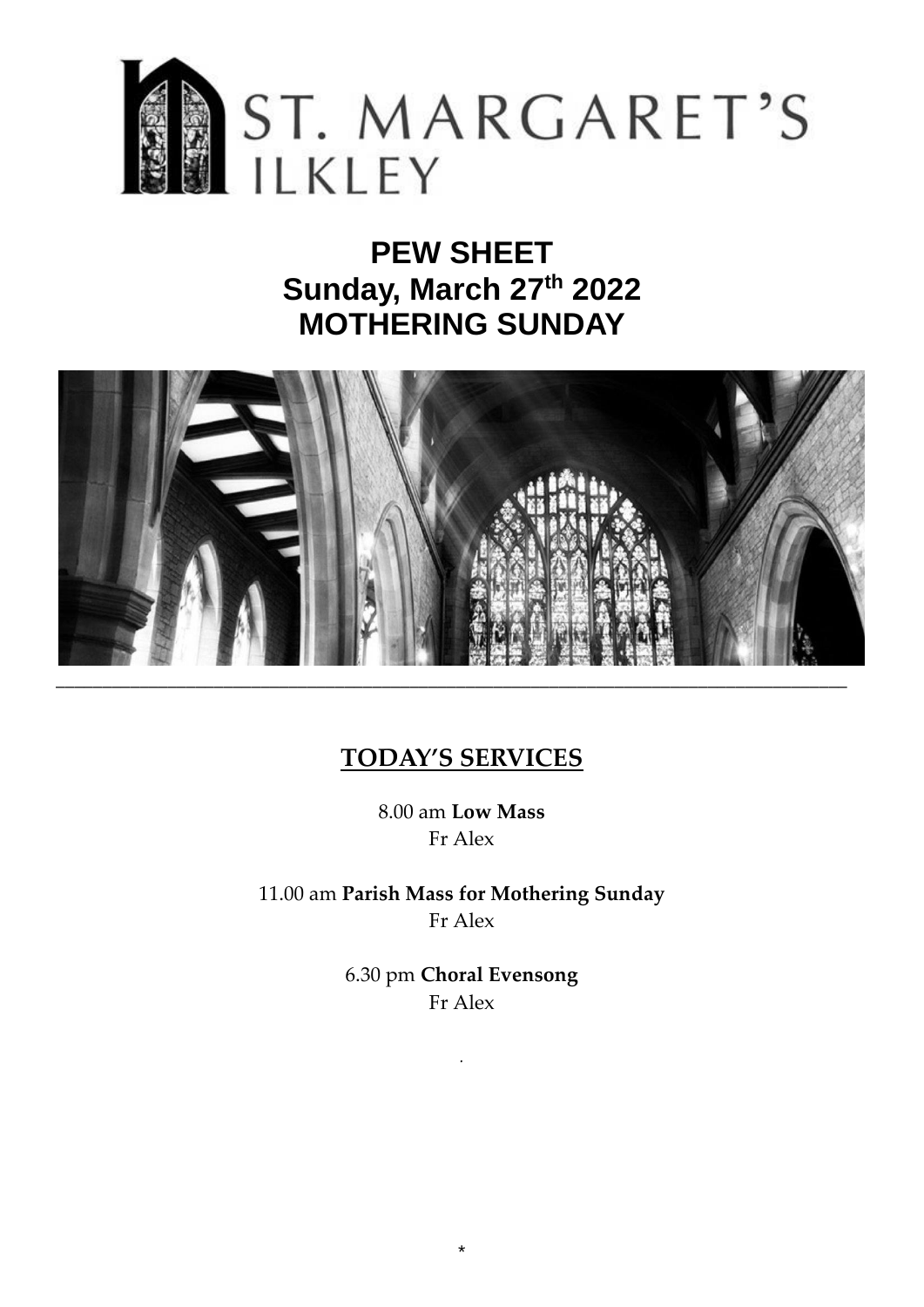# ST. MARGARET'S ILKLEY

## PEW SHEET
## Sunday, March 27th 2022
## MOTHERING SUNDAY

---

## TODAY'S SERVICES

8.00 am **Low Mass**
Fr Alex

11.00 am **Parish Mass for Mothering Sunday**
Fr Alex

6.30 pm **Choral Evensong**
Fr Alex

.

*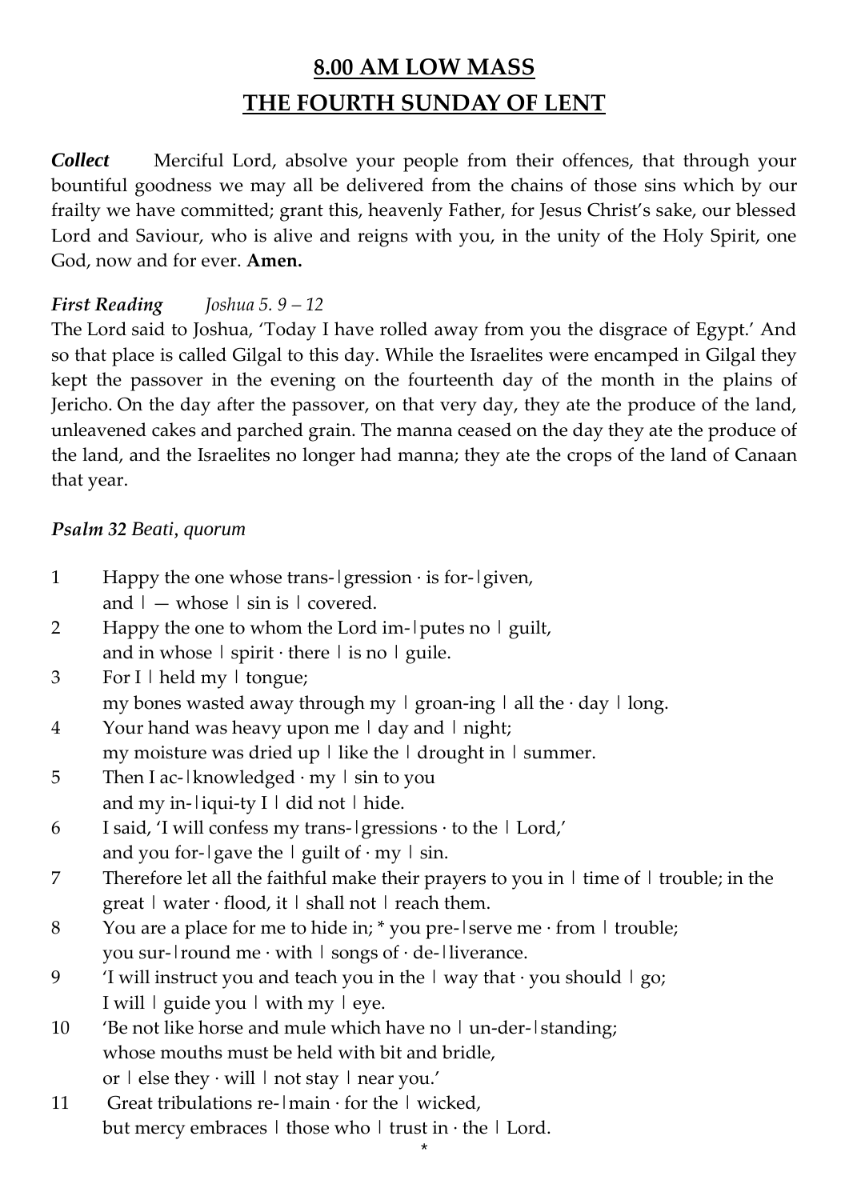# 8.00 AM LOW MASS

# THE FOURTH SUNDAY OF LENT

***Collect*** Merciful Lord, absolve your people from their offences, that through your bountiful goodness we may all be delivered from the chains of those sins which by our frailty we have committed; grant this, heavenly Father, for Jesus Christ's sake, our blessed Lord and Saviour, who is alive and reigns with you, in the unity of the Holy Spirit, one God, now and for ever. **Amen.**

***First Reading*** *Joshua 5. 9 – 12*

The Lord said to Joshua, 'Today I have rolled away from you the disgrace of Egypt.' And so that place is called Gilgal to this day. While the Israelites were encamped in Gilgal they kept the passover in the evening on the fourteenth day of the month in the plains of Jericho. On the day after the passover, on that very day, they ate the produce of the land, unleavened cakes and parched grain. The manna ceased on the day they ate the produce of the land, and the Israelites no longer had manna; they ate the crops of the land of Canaan that year.

***Psalm 32** Beati, quorum*

1 Happy the one whose trans-| gression · is for-| given,
and | — whose | sin is | covered.

2 Happy the one to whom the Lord im-| putes no | guilt,
and in whose | spirit · there | is no | guile.

3 For I | held my | tongue;
my bones wasted away through my | groan-ing | all the · day | long.

4 Your hand was heavy upon me | day and | night;
my moisture was dried up | like the | drought in | summer.

5 Then I ac-| knowledged · my | sin to you
and my in-| iqui-ty I | did not | hide.

6 I said, 'I will confess my trans-| gressions · to the | Lord,'
and you for-| gave the | guilt of · my | sin.

7 Therefore let all the faithful make their prayers to you in | time of | trouble; in the great | water · flood, it | shall not | reach them.

8 You are a place for me to hide in; * you pre-| serve me · from | trouble;
you sur-| round me · with | songs of · de-| liverance.

9 'I will instruct you and teach you in the | way that · you should | go;
I will | guide you | with my | eye.

10 'Be not like horse and mule which have no | un-der-| standing;
whose mouths must be held with bit and bridle,
or | else they · will | not stay | near you.'

11 Great tribulations re-| main · for the | wicked,
but mercy embraces | those who | trust in · the | Lord.

*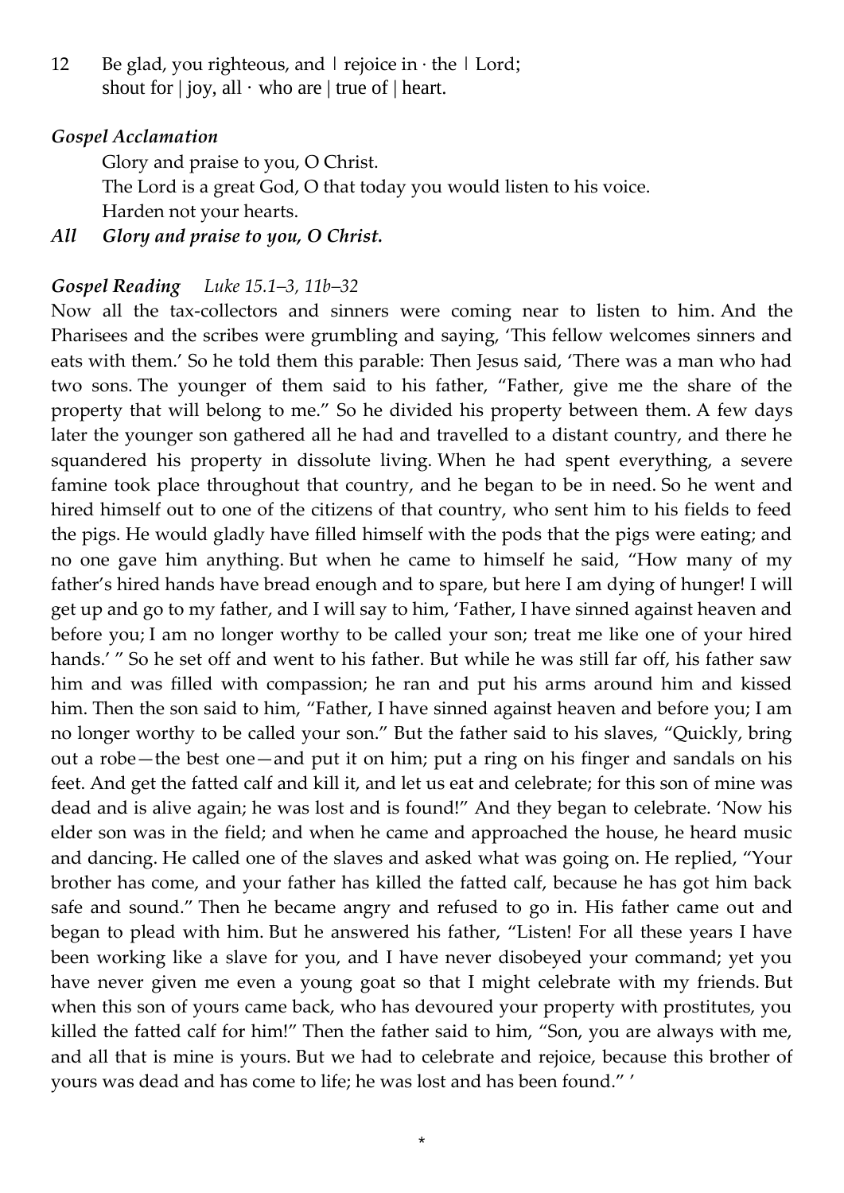12 Be glad, you righteous, and | rejoice in · the | Lord;
shout for | joy, all · who are | true of | heart.

***Gospel Acclamation***

Glory and praise to you, O Christ.
The Lord is a great God, O that today you would listen to his voice.
Harden not your hearts.

***All Glory and praise to you, O Christ.***

***Gospel Reading*** *Luke 15.1–3, 11b–32*

Now all the tax-collectors and sinners were coming near to listen to him. And the Pharisees and the scribes were grumbling and saying, 'This fellow welcomes sinners and eats with them.' So he told them this parable: Then Jesus said, 'There was a man who had two sons. The younger of them said to his father, "Father, give me the share of the property that will belong to me." So he divided his property between them. A few days later the younger son gathered all he had and travelled to a distant country, and there he squandered his property in dissolute living. When he had spent everything, a severe famine took place throughout that country, and he began to be in need. So he went and hired himself out to one of the citizens of that country, who sent him to his fields to feed the pigs. He would gladly have filled himself with the pods that the pigs were eating; and no one gave him anything. But when he came to himself he said, "How many of my father's hired hands have bread enough and to spare, but here I am dying of hunger! I will get up and go to my father, and I will say to him, 'Father, I have sinned against heaven and before you; I am no longer worthy to be called your son; treat me like one of your hired hands.' " So he set off and went to his father. But while he was still far off, his father saw him and was filled with compassion; he ran and put his arms around him and kissed him. Then the son said to him, "Father, I have sinned against heaven and before you; I am no longer worthy to be called your son." But the father said to his slaves, "Quickly, bring out a robe—the best one—and put it on him; put a ring on his finger and sandals on his feet. And get the fatted calf and kill it, and let us eat and celebrate; for this son of mine was dead and is alive again; he was lost and is found!" And they began to celebrate. 'Now his elder son was in the field; and when he came and approached the house, he heard music and dancing. He called one of the slaves and asked what was going on. He replied, "Your brother has come, and your father has killed the fatted calf, because he has got him back safe and sound." Then he became angry and refused to go in. His father came out and began to plead with him. But he answered his father, "Listen! For all these years I have been working like a slave for you, and I have never disobeyed your command; yet you have never given me even a young goat so that I might celebrate with my friends. But when this son of yours came back, who has devoured your property with prostitutes, you killed the fatted calf for him!" Then the father said to him, "Son, you are always with me, and all that is mine is yours. But we had to celebrate and rejoice, because this brother of yours was dead and has come to life; he was lost and has been found." '

*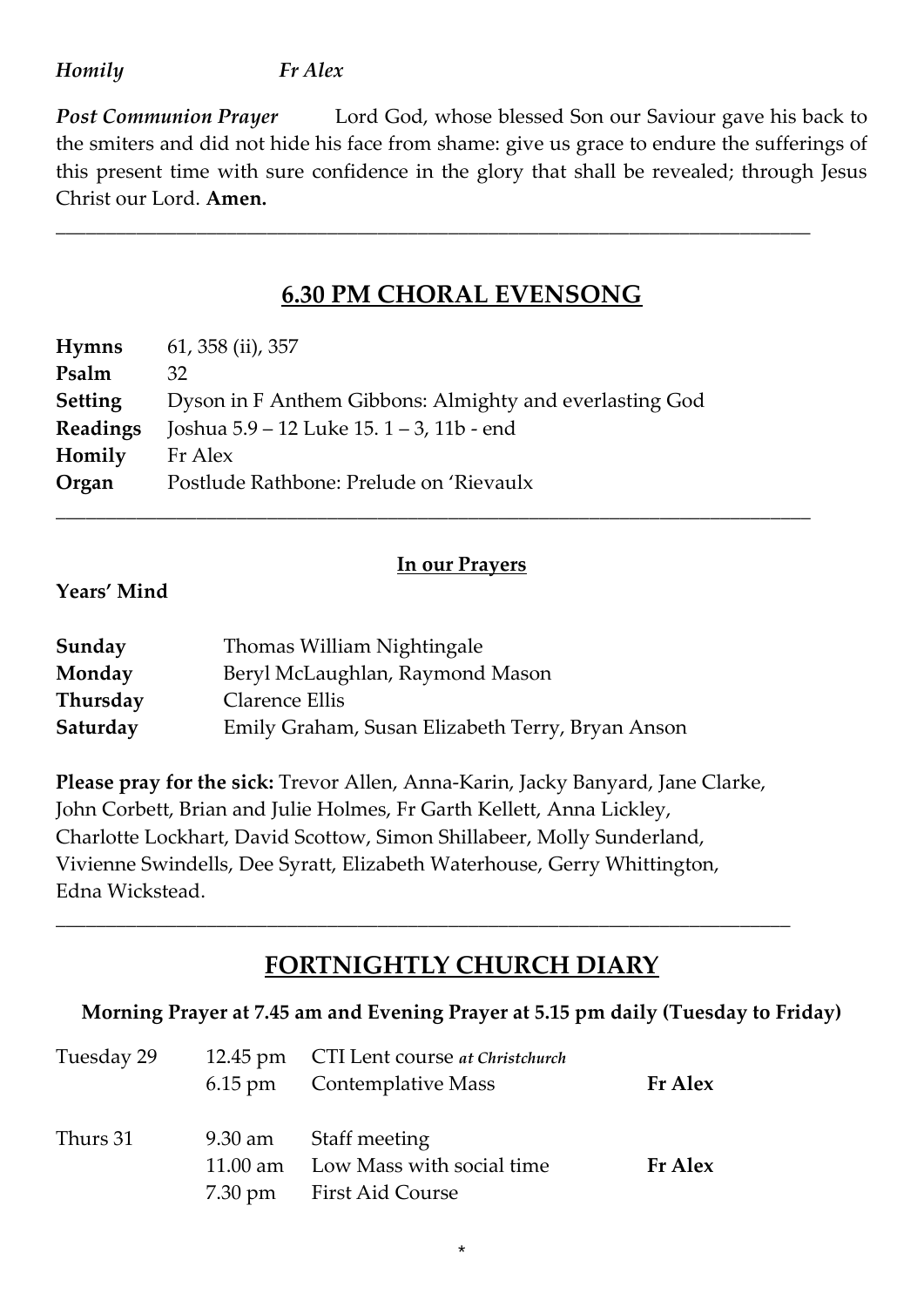*Homily* *Fr Alex*

***Post Communion Prayer*** Lord God, whose blessed Son our Saviour gave his back to the smiters and did not hide his face from shame: give us grace to endure the sufferings of this present time with sure confidence in the glory that shall be revealed; through Jesus Christ our Lord. **Amen.**

---

## 6.30 PM CHORAL EVENSONG

| | |
|---|---|
| **Hymns** | 61, 358 (ii), 357 |
| **Psalm** | 32 |
| **Setting** | Dyson in F Anthem Gibbons: Almighty and everlasting God |
| **Readings** | Joshua 5.9 – 12 Luke 15. 1 – 3, 11b - end |
| **Homily** | Fr Alex |
| **Organ** | Postlude Rathbone: Prelude on 'Rievaulx |

---

### In our Prayers

**Years' Mind**

| | |
|---|---|
| **Sunday** | Thomas William Nightingale |
| **Monday** | Beryl McLaughlan, Raymond Mason |
| **Thursday** | Clarence Ellis |
| **Saturday** | Emily Graham, Susan Elizabeth Terry, Bryan Anson |

**Please pray for the sick:** Trevor Allen, Anna-Karin, Jacky Banyard, Jane Clarke, John Corbett, Brian and Julie Holmes, Fr Garth Kellett, Anna Lickley, Charlotte Lockhart, David Scottow, Simon Shillabeer, Molly Sunderland, Vivienne Swindells, Dee Syratt, Elizabeth Waterhouse, Gerry Whittington, Edna Wickstead.

---

## FORTNIGHTLY CHURCH DIARY

**Morning Prayer at 7.45 am and Evening Prayer at 5.15 pm daily (Tuesday to Friday)**

| | | | |
|---|---|---|---|
| Tuesday 29 | 12.45 pm | CTI Lent course *at Christchurch* | |
| | 6.15 pm | Contemplative Mass | **Fr Alex** |
| Thurs 31 | 9.30 am | Staff meeting | |
| | 11.00 am | Low Mass with social time | **Fr Alex** |
| | 7.30 pm | First Aid Course | |

*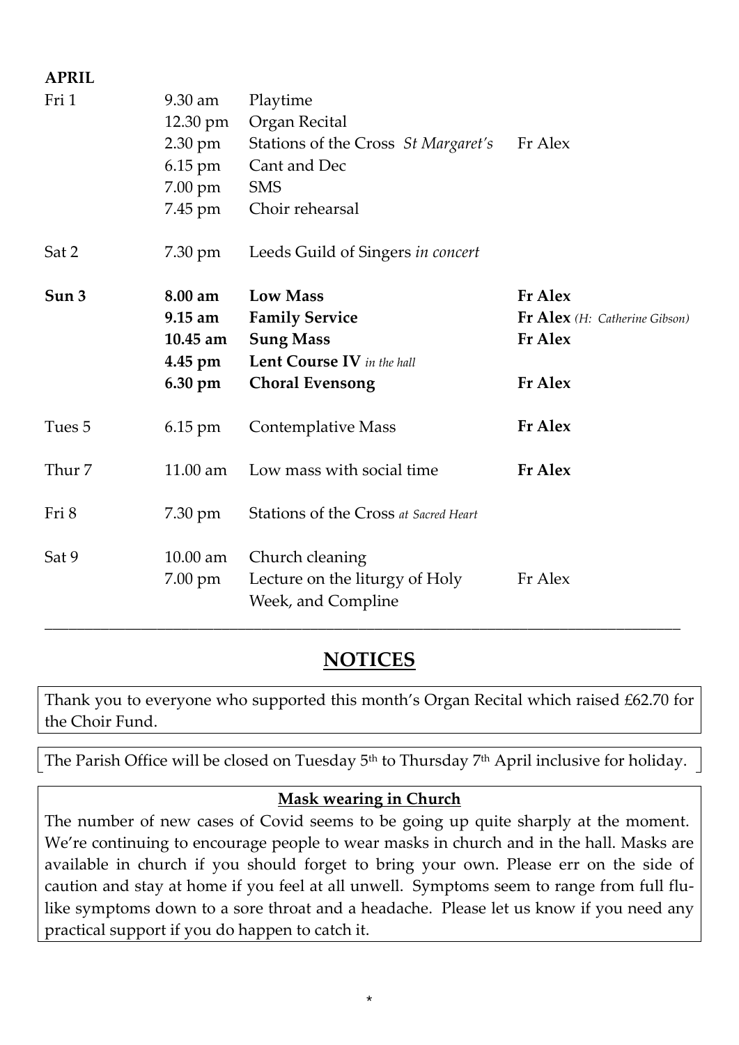**APRIL**

| | | | |
|---|---|---|---|
| Fri 1 | 9.30 am | Playtime | |
| | 12.30 pm | Organ Recital | |
| | 2.30 pm | Stations of the Cross *St Margaret's* | Fr Alex |
| | 6.15 pm | Cant and Dec | |
| | 7.00 pm | SMS | |
| | 7.45 pm | Choir rehearsal | |
| Sat 2 | 7.30 pm | Leeds Guild of Singers *in concert* | |
| **Sun 3** | **8.00 am** | **Low Mass** | **Fr Alex** |
| | **9.15 am** | **Family Service** | **Fr Alex** *(H: Catherine Gibson)* |
| | **10.45 am** | **Sung Mass** | **Fr Alex** |
| | **4.45 pm** | **Lent Course IV** *in the hall* | |
| | **6.30 pm** | **Choral Evensong** | **Fr Alex** |
| Tues 5 | 6.15 pm | Contemplative Mass | **Fr Alex** |
| Thur 7 | 11.00 am | Low mass with social time | **Fr Alex** |
| Fri 8 | 7.30 pm | Stations of the Cross *at Sacred Heart* | |
| Sat 9 | 10.00 am | Church cleaning | |
| | 7.00 pm | Lecture on the liturgy of Holy Week, and Compline | Fr Alex |

---

## NOTICES

Thank you to everyone who supported this month's Organ Recital which raised £62.70 for the Choir Fund.

The Parish Office will be closed on Tuesday 5th to Thursday 7th April inclusive for holiday.

**Mask wearing in Church**

The number of new cases of Covid seems to be going up quite sharply at the moment. We're continuing to encourage people to wear masks in church and in the hall. Masks are available in church if you should forget to bring your own. Please err on the side of caution and stay at home if you feel at all unwell. Symptoms seem to range from full flu-like symptoms down to a sore throat and a headache. Please let us know if you need any practical support if you do happen to catch it.

*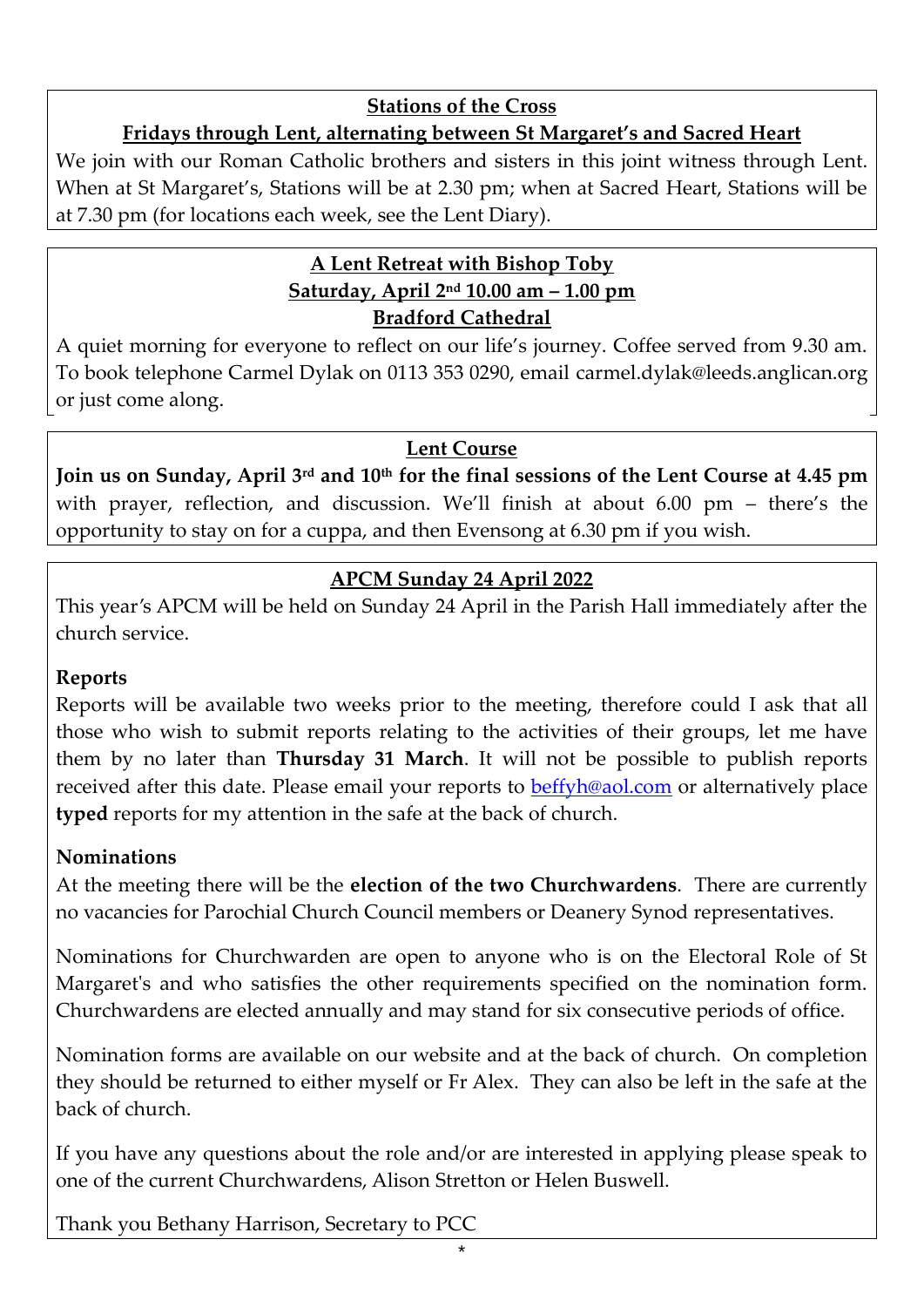## Stations of the Cross

### Fridays through Lent, alternating between St Margaret's and Sacred Heart

We join with our Roman Catholic brothers and sisters in this joint witness through Lent. When at St Margaret's, Stations will be at 2.30 pm; when at Sacred Heart, Stations will be at 7.30 pm (for locations each week, see the Lent Diary).

## A Lent Retreat with Bishop Toby

### Saturday, April 2nd 10.00 am – 1.00 pm

### Bradford Cathedral

A quiet morning for everyone to reflect on our life's journey. Coffee served from 9.30 am. To book telephone Carmel Dylak on 0113 353 0290, email carmel.dylak@leeds.anglican.org or just come along.

## Lent Course

**Join us on Sunday, April 3rd and 10th for the final sessions of the Lent Course at 4.45 pm** with prayer, reflection, and discussion. We'll finish at about 6.00 pm – there's the opportunity to stay on for a cuppa, and then Evensong at 6.30 pm if you wish.

## APCM Sunday 24 April 2022

This year's APCM will be held on Sunday 24 April in the Parish Hall immediately after the church service.

**Reports**

Reports will be available two weeks prior to the meeting, therefore could I ask that all those who wish to submit reports relating to the activities of their groups, let me have them by no later than **Thursday 31 March**. It will not be possible to publish reports received after this date. Please email your reports to beffyh@aol.com or alternatively place **typed** reports for my attention in the safe at the back of church.

**Nominations**

At the meeting there will be the **election of the two Churchwardens**. There are currently no vacancies for Parochial Church Council members or Deanery Synod representatives.

Nominations for Churchwarden are open to anyone who is on the Electoral Role of St Margaret's and who satisfies the other requirements specified on the nomination form. Churchwardens are elected annually and may stand for six consecutive periods of office.

Nomination forms are available on our website and at the back of church. On completion they should be returned to either myself or Fr Alex. They can also be left in the safe at the back of church.

If you have any questions about the role and/or are interested in applying please speak to one of the current Churchwardens, Alison Stretton or Helen Buswell.

Thank you Bethany Harrison, Secretary to PCC

*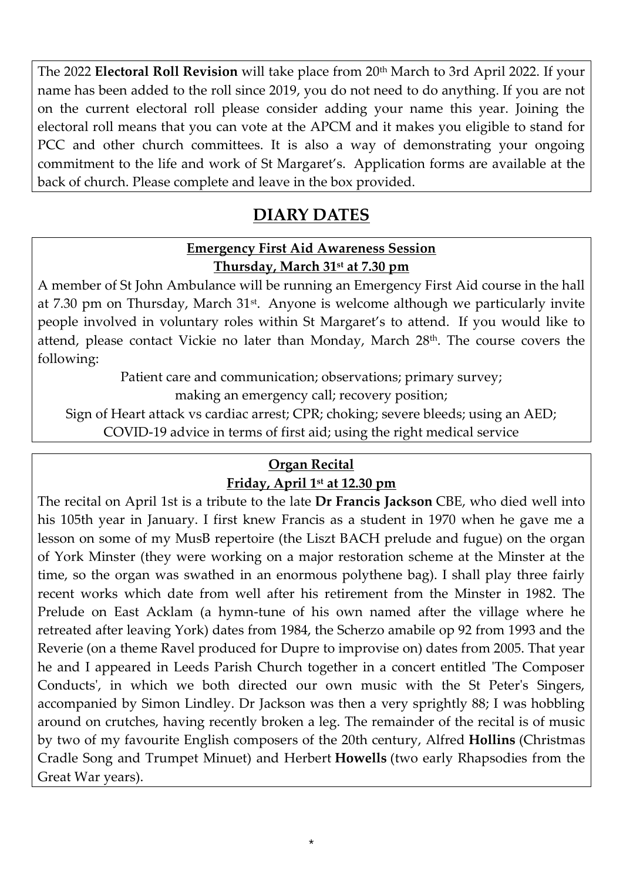The 2022 **Electoral Roll Revision** will take place from 20th March to 3rd April 2022. If your name has been added to the roll since 2019, you do not need to do anything. If you are not on the current electoral roll please consider adding your name this year. Joining the electoral roll means that you can vote at the APCM and it makes you eligible to stand for PCC and other church committees. It is also a way of demonstrating your ongoing commitment to the life and work of St Margaret's. Application forms are available at the back of church. Please complete and leave in the box provided.

## DIARY DATES

### Emergency First Aid Awareness Session
### Thursday, March 31st at 7.30 pm

A member of St John Ambulance will be running an Emergency First Aid course in the hall at 7.30 pm on Thursday, March 31st. Anyone is welcome although we particularly invite people involved in voluntary roles within St Margaret's to attend. If you would like to attend, please contact Vickie no later than Monday, March 28th. The course covers the following:

Patient care and communication; observations; primary survey;
making an emergency call; recovery position;
Sign of Heart attack vs cardiac arrest; CPR; choking; severe bleeds; using an AED;
COVID-19 advice in terms of first aid; using the right medical service

### Organ Recital
### Friday, April 1st at 12.30 pm

The recital on April 1st is a tribute to the late **Dr Francis Jackson** CBE, who died well into his 105th year in January. I first knew Francis as a student in 1970 when he gave me a lesson on some of my MusB repertoire (the Liszt BACH prelude and fugue) on the organ of York Minster (they were working on a major restoration scheme at the Minster at the time, so the organ was swathed in an enormous polythene bag). I shall play three fairly recent works which date from well after his retirement from the Minster in 1982. The Prelude on East Acklam (a hymn-tune of his own named after the village where he retreated after leaving York) dates from 1984, the Scherzo amabile op 92 from 1993 and the Reverie (on a theme Ravel produced for Dupre to improvise on) dates from 2005. That year he and I appeared in Leeds Parish Church together in a concert entitled 'The Composer Conducts', in which we both directed our own music with the St Peter's Singers, accompanied by Simon Lindley. Dr Jackson was then a very sprightly 88; I was hobbling around on crutches, having recently broken a leg. The remainder of the recital is of music by two of my favourite English composers of the 20th century, Alfred **Hollins** (Christmas Cradle Song and Trumpet Minuet) and Herbert **Howells** (two early Rhapsodies from the Great War years).

*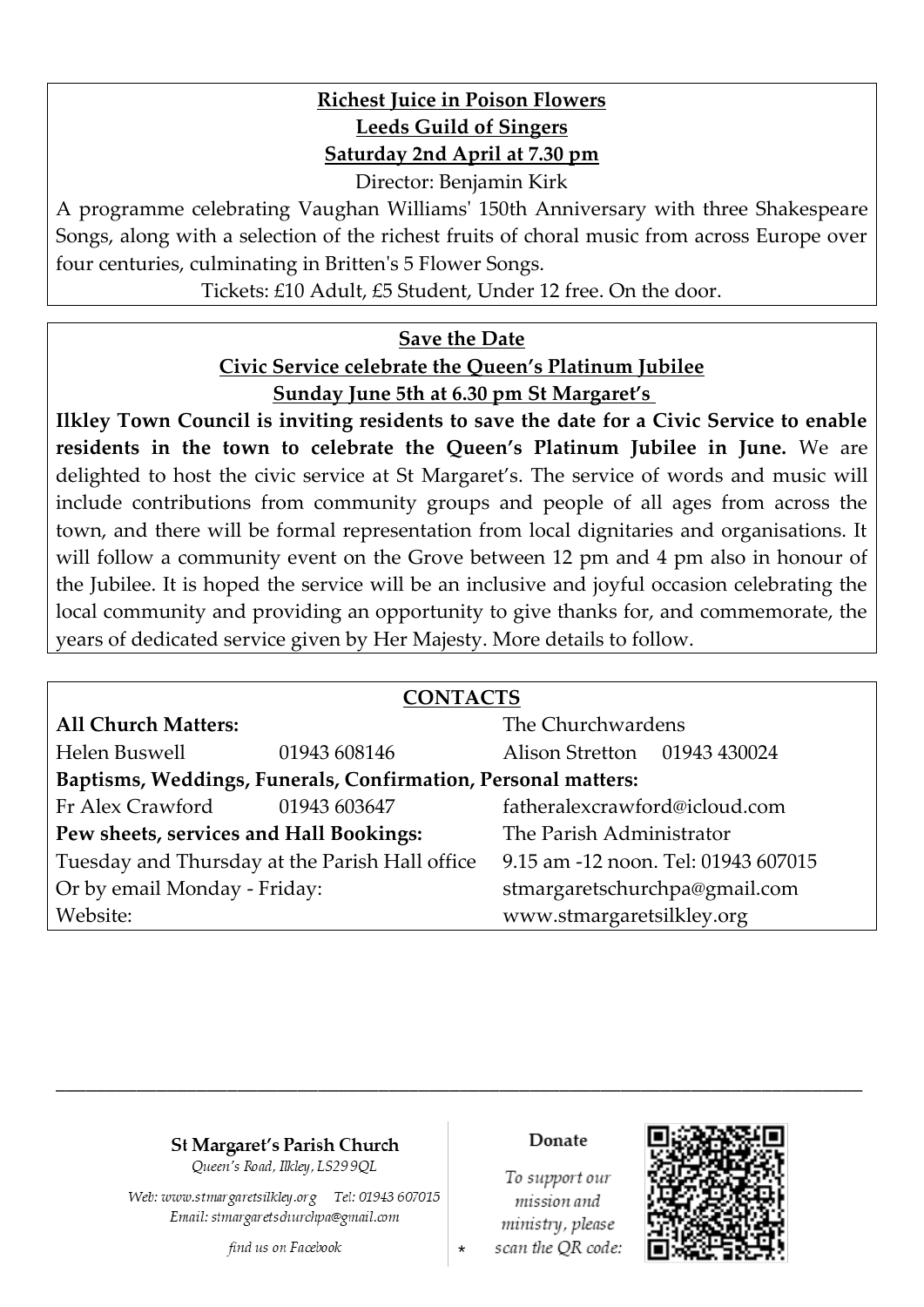**Richest Juice in Poison Flowers**
**Leeds Guild of Singers**
**Saturday 2nd April at 7.30 pm**

Director: Benjamin Kirk

A programme celebrating Vaughan Williams' 150th Anniversary with three Shakespeare Songs, along with a selection of the richest fruits of choral music from across Europe over four centuries, culminating in Britten's 5 Flower Songs.

Tickets: £10 Adult, £5 Student, Under 12 free. On the door.

**Save the Date**
**Civic Service celebrate the Queen's Platinum Jubilee**
**Sunday June 5th at 6.30 pm St Margaret's**

**Ilkley Town Council is inviting residents to save the date for a Civic Service to enable residents in the town to celebrate the Queen's Platinum Jubilee in June.** We are delighted to host the civic service at St Margaret's. The service of words and music will include contributions from community groups and people of all ages from across the town, and there will be formal representation from local dignitaries and organisations. It will follow a community event on the Grove between 12 pm and 4 pm also in honour of the Jubilee. It is hoped the service will be an inclusive and joyful occasion celebrating the local community and providing an opportunity to give thanks for, and commemorate, the years of dedicated service given by Her Majesty. More details to follow.

**CONTACTS**

| | | |
|---|---|---|
| **All Church Matters:** | | The Churchwardens |
| Helen Buswell | 01943 608146 | Alison Stretton 01943 430024 |
| **Baptisms, Weddings, Funerals, Confirmation, Personal matters:** | | |
| Fr Alex Crawford | 01943 603647 | fatheralexcrawford@icloud.com |
| **Pew sheets, services and Hall Bookings:** | | The Parish Administrator |
| Tuesday and Thursday at the Parish Hall office | | 9.15 am -12 noon. Tel: 01943 607015 |
| Or by email Monday - Friday: | | stmargaretschurchpa@gmail.com |
| Website: | | www.stmargaretsilkley.org |

**St Margaret's Parish Church**
*Queen's Road, Ilkley, LS29 9QL*

*Web: www.stmargaretsilkley.org Tel: 01943 607015*
*Email: stmargaretschurchpa@gmail.com*

*find us on Facebook*

**Donate**

*To support our mission and ministry, please scan the QR code:*